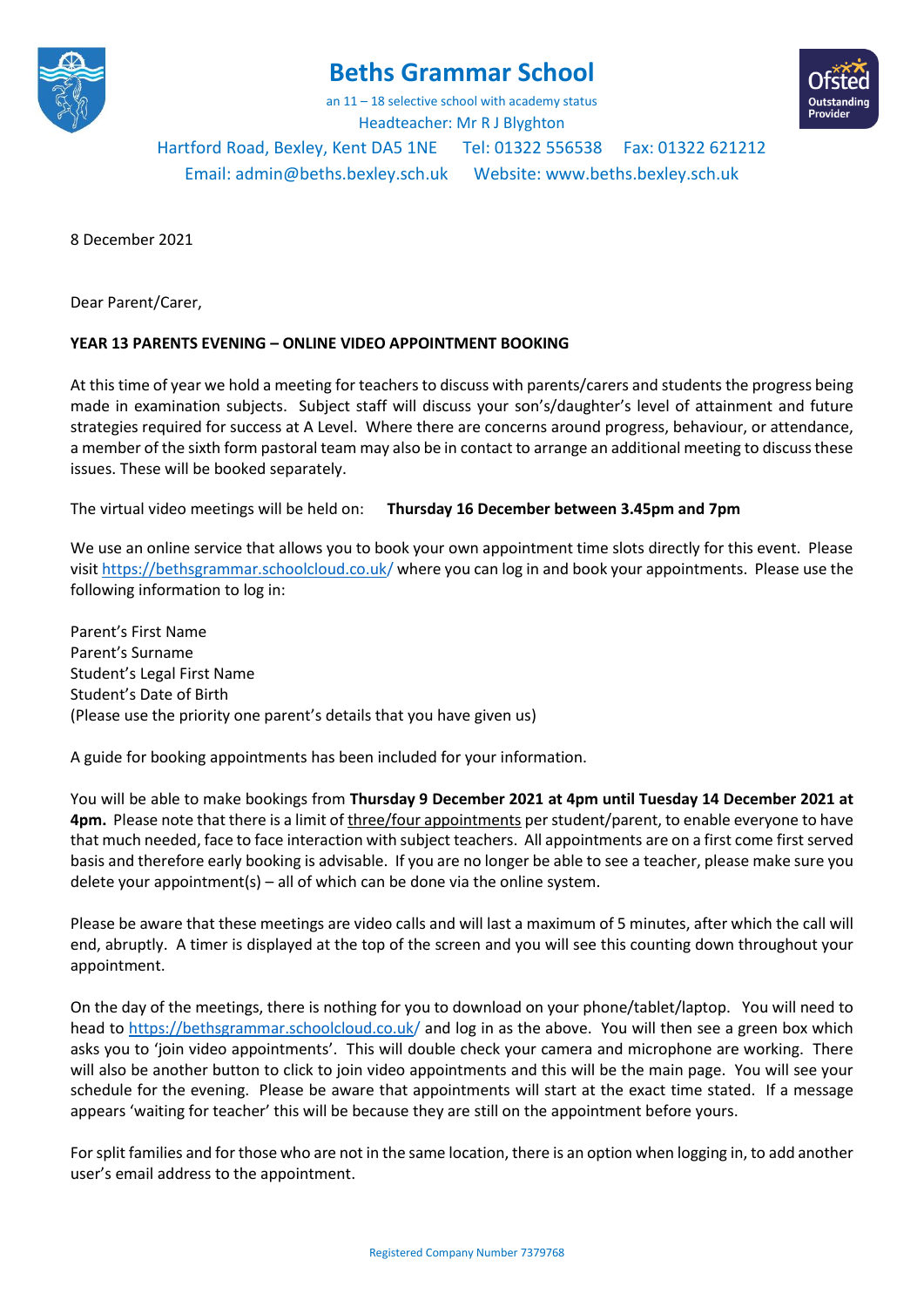# Beths Grammar School

an 11 – 18 selective school with academy status

Headteacher: Mr R J Blyghton

Hartford Road, Bexley, Kent DA5 1NE Tel: 01322 556538 Fax: 01322 621212

Email: admin@beths.bexley.sch.uk Website: www.beths.bexley.sch.uk

8 December 2021

Dear Parent/Carer,

**YEAR 13 PARENTS EVENING – ONLINE VIDEO APPOINTMENT BOOKING**

At this time of year we hold a meeting for teachers to discuss with parents/carers and students the progress being made in examination subjects. Subject staff will discuss your son's/daughter's level of attainment and future strategies required for success at A Level. Where there are concerns around progress, behaviour, or attendance, a member of the sixth form pastoral team may also be in contact to arrange an additional meeting to discuss these issues. These will be booked separately.

The virtual video meetings will be held on: **Thursday 16 December between 3.45pm and 7pm**

We use an online service that allows you to book your own appointment time slots directly for this event. Please visit https://bethsgrammar.schoolcloud.co.uk/ where you can log in and book your appointments. Please use the following information to log in:

Parent's First Name
Parent's Surname
Student's Legal First Name
Student's Date of Birth
(Please use the priority one parent's details that you have given us)

A guide for booking appointments has been included for your information.

You will be able to make bookings from **Thursday 9 December 2021 at 4pm until Tuesday 14 December 2021 at 4pm.** Please note that there is a limit of three/four appointments per student/parent, to enable everyone to have that much needed, face to face interaction with subject teachers. All appointments are on a first come first served basis and therefore early booking is advisable. If you are no longer be able to see a teacher, please make sure you delete your appointment(s) – all of which can be done via the online system.

Please be aware that these meetings are video calls and will last a maximum of 5 minutes, after which the call will end, abruptly. A timer is displayed at the top of the screen and you will see this counting down throughout your appointment.

On the day of the meetings, there is nothing for you to download on your phone/tablet/laptop. You will need to head to https://bethsgrammar.schoolcloud.co.uk/ and log in as the above. You will then see a green box which asks you to 'join video appointments'. This will double check your camera and microphone are working. There will also be another button to click to join video appointments and this will be the main page. You will see your schedule for the evening. Please be aware that appointments will start at the exact time stated. If a message appears 'waiting for teacher' this will be because they are still on the appointment before yours.

For split families and for those who are not in the same location, there is an option when logging in, to add another user's email address to the appointment.

Registered Company Number 7379768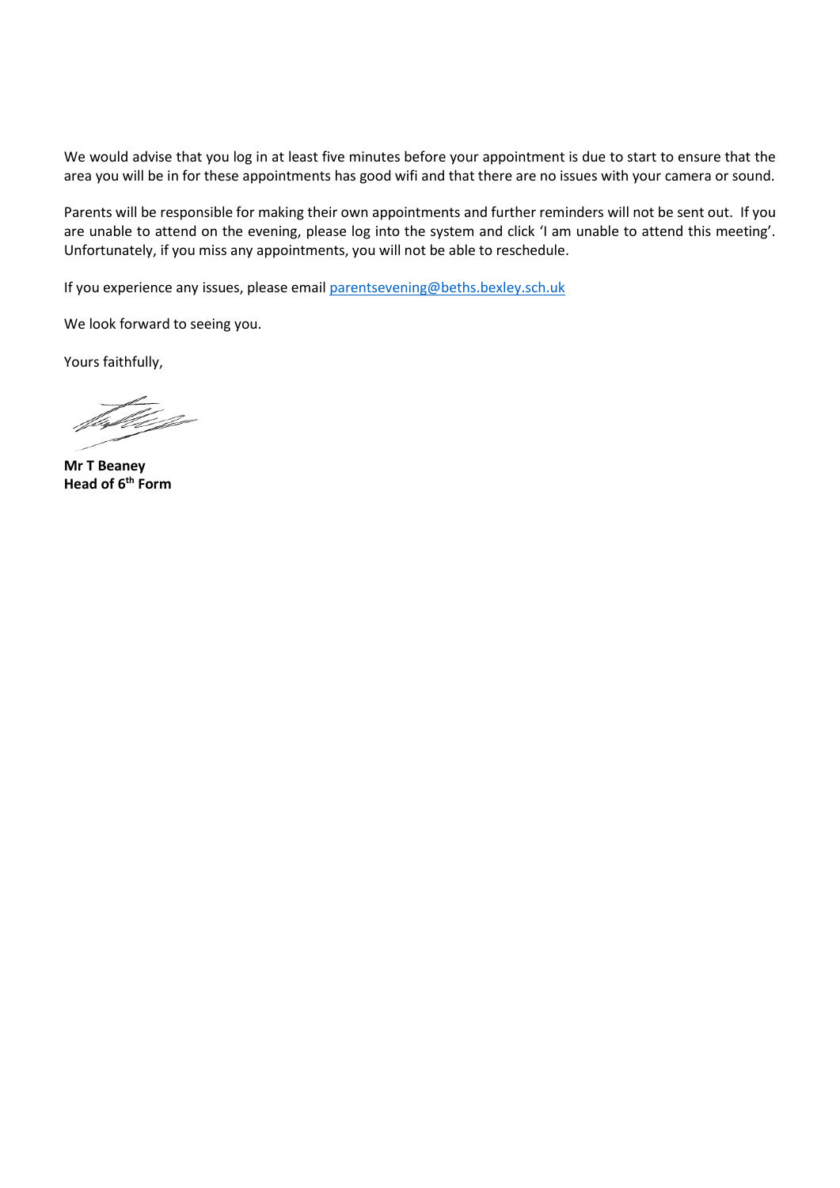We would advise that you log in at least five minutes before your appointment is due to start to ensure that the area you will be in for these appointments has good wifi and that there are no issues with your camera or sound.

Parents will be responsible for making their own appointments and further reminders will not be sent out. If you are unable to attend on the evening, please log into the system and click 'I am unable to attend this meeting'. Unfortunately, if you miss any appointments, you will not be able to reschedule.

If you experience any issues, please email parentsevening@beths.bexley.sch.uk

We look forward to seeing you.

Yours faithfully,

**Mr T Beaney**
**Head of 6th Form**